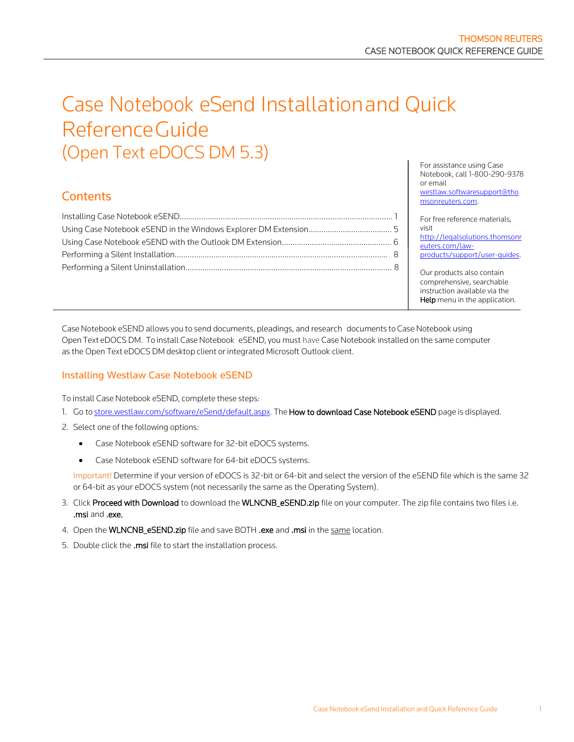# Case Notebook eSend Installation and Quick Reference Guide
## (Open Text eDOCS DM 5.3)

## Contents

Installing Case Notebook eSEND....................................................................................................... 1
Using Case Notebook eSEND in the Windows Explorer DM Extension....................................... 5
Using Case Notebook eSEND with the Outlook DM Extension.................................................... 6
Performing a Silent Installation...................................................................................................... 8
Performing a Silent Uninstallation.................................................................................................. 8

For assistance using Case Notebook, call 1-800-290-9378 or email westlaw.softwaresupport@thomsonreuters.com.

For free reference materials, visit http://legalsolutions.thomsonreuters.com/law-products/support/user-guides.

Our products also contain comprehensive, searchable instruction available via the **Help** menu in the application.

Case Notebook eSEND allows you to send documents, pleadings, and research documents to Case Notebook using Open Text eDOCS DM. To install Case Notebook eSEND, you must have Case Notebook installed on the same computer as the Open Text eDOCS DM desktop client or integrated Microsoft Outlook client.

## Installing Westlaw Case Notebook eSEND

To install Case Notebook eSEND, complete these steps:

1. Go to store.westlaw.com/software/eSend/default.aspx. The **How to download Case Notebook eSEND** page is displayed.
2. Select one of the following options:
   - Case Notebook eSEND software for 32-bit eDOCS systems.
   - Case Notebook eSEND software for 64-bit eDOCS systems.

   Important! Determine if your version of eDOCS is 32-bit or 64-bit and select the version of the eSEND file which is the same 32 or 64-bit as your eDOCS system (not necessarily the same as the Operating System).
3. Click **Proceed with Download** to download the **WLNCNB_eSEND.zip** file on your computer. The zip file contains two files i.e. **.msi** and **.exe.**
4. Open the **WLNCNB_eSEND.zip** file and save BOTH **.exe** and **.msi** in the same location.
5. Double click the **.msi** file to start the installation process.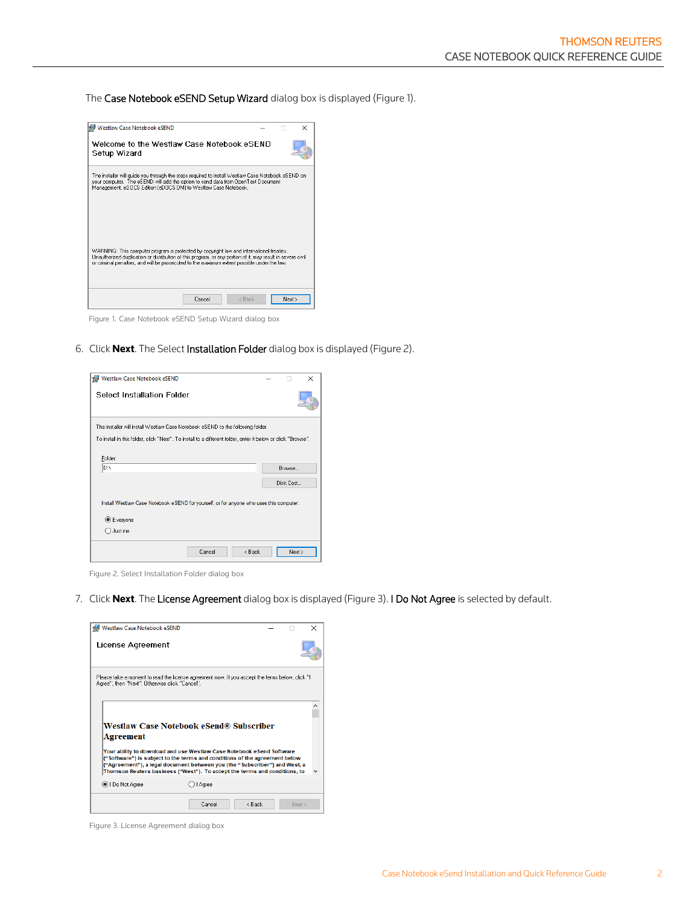The **Case Notebook eSEND Setup Wizard** dialog box is displayed (Figure 1).

Figure 1. Case Notebook eSEND Setup Wizard dialog box

6. Click **Next**. The Select **Installation Folder** dialog box is displayed (Figure 2).

Figure 2. Select Installation Folder dialog box

7. Click **Next**. The **License Agreement** dialog box is displayed (Figure 3). **I Do Not Agree** is selected by default.

Figure 3. License Agreement dialog box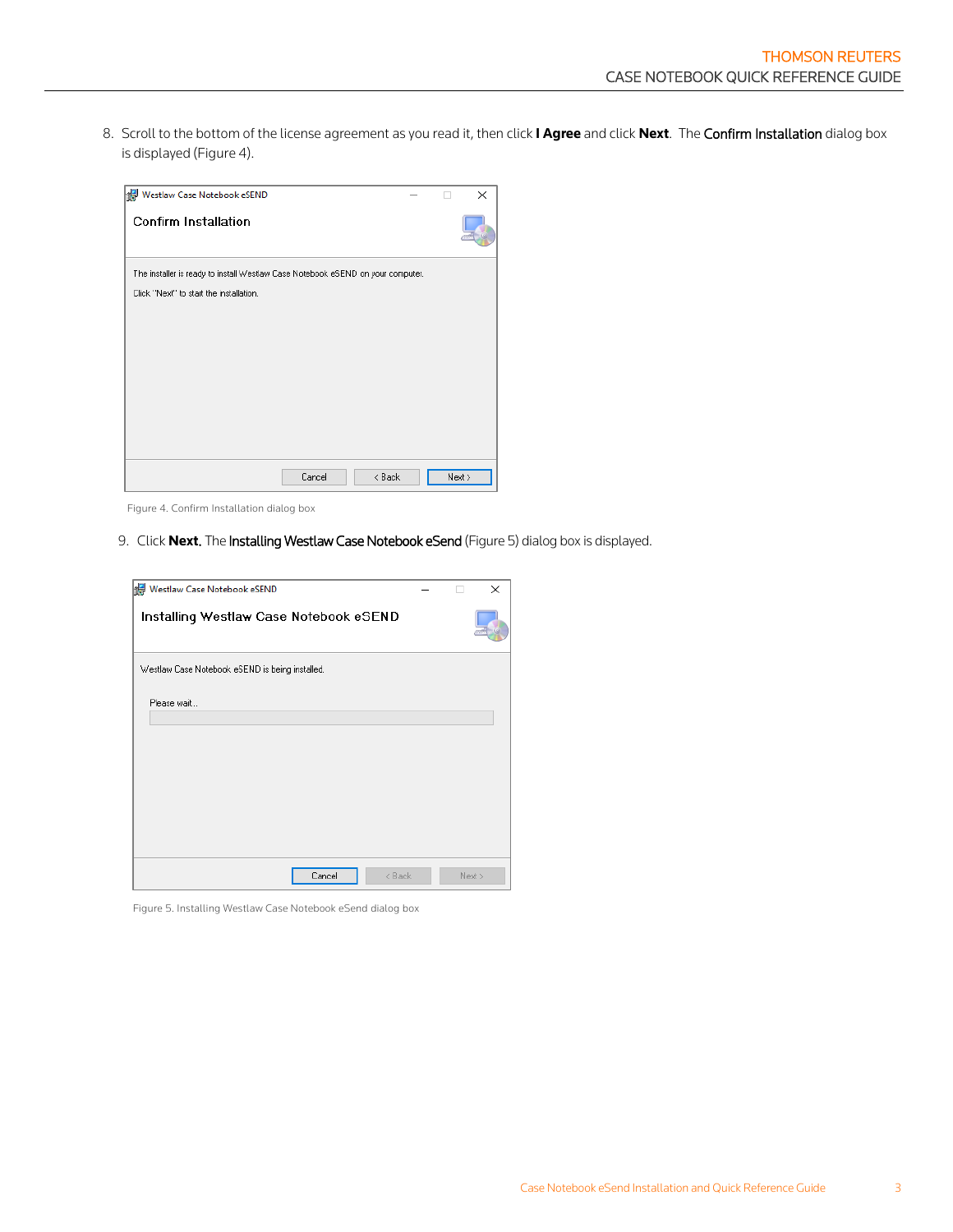8. Scroll to the bottom of the license agreement as you read it, then click **I Agree** and click **Next**. The Confirm Installation dialog box is displayed (Figure 4).

Figure 4. Confirm Installation dialog box

9. Click **Next.** The Installing Westlaw Case Notebook eSend (Figure 5) dialog box is displayed.

Figure 5. Installing Westlaw Case Notebook eSend dialog box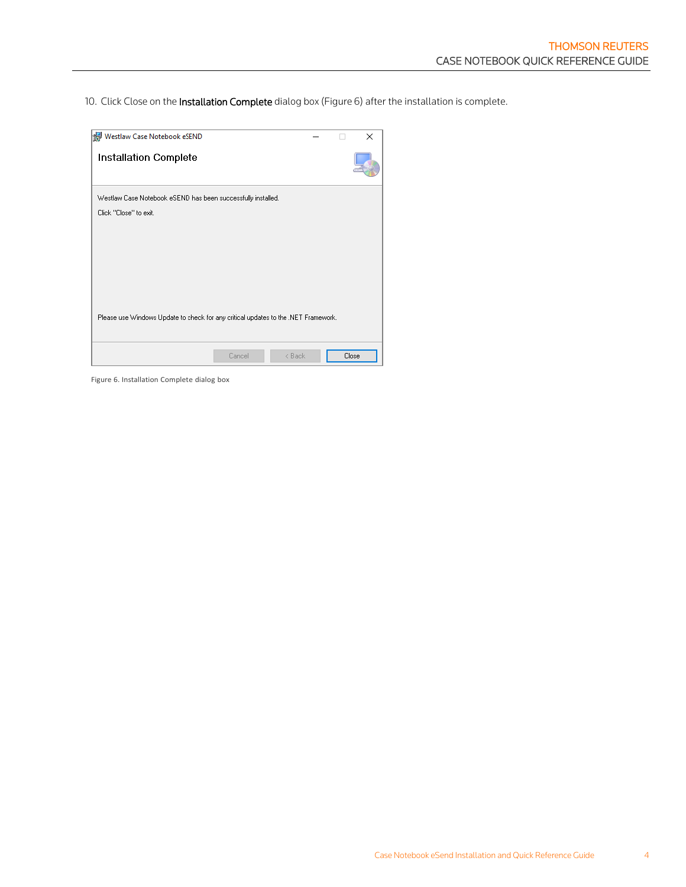10. Click Close on the **Installation Complete** dialog box (Figure 6) after the installation is complete.

Figure 6. Installation Complete dialog box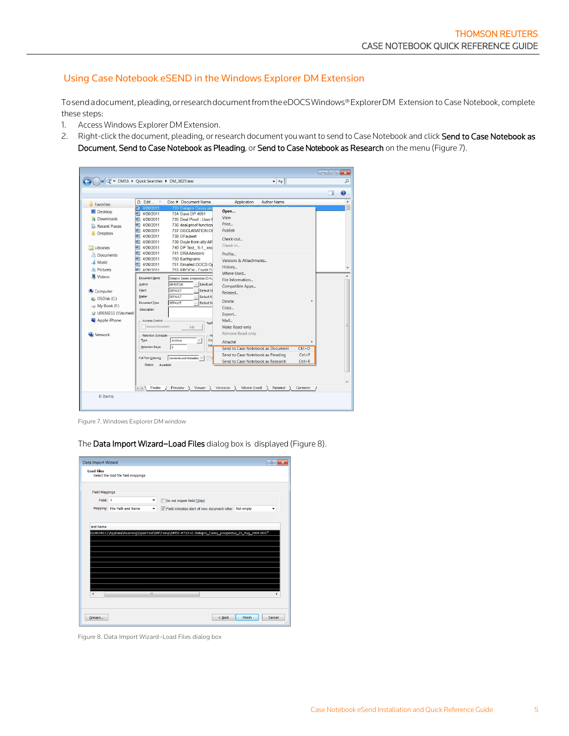## Using Case Notebook eSEND in the Windows Explorer DM Extension

To send a document, pleading, or research document from the eDOCS Windows® Explorer DM Extension to Case Notebook, complete these steps:

1. Access Windows Explorer DM Extension.
2. Right-click the document, pleading, or research document you want to send to Case Notebook and click **Send to Case Notebook as Document**, **Send to Case Notebook as Pleading**, or **Send to Case Notebook as Research** on the menu (Figure 7).

Figure 7. Windows Explorer DM window

The **Data Import Wizard–Load Files** dialog box is displayed (Figure 8).

Figure 8. Data Import Wizard–Load Files dialog box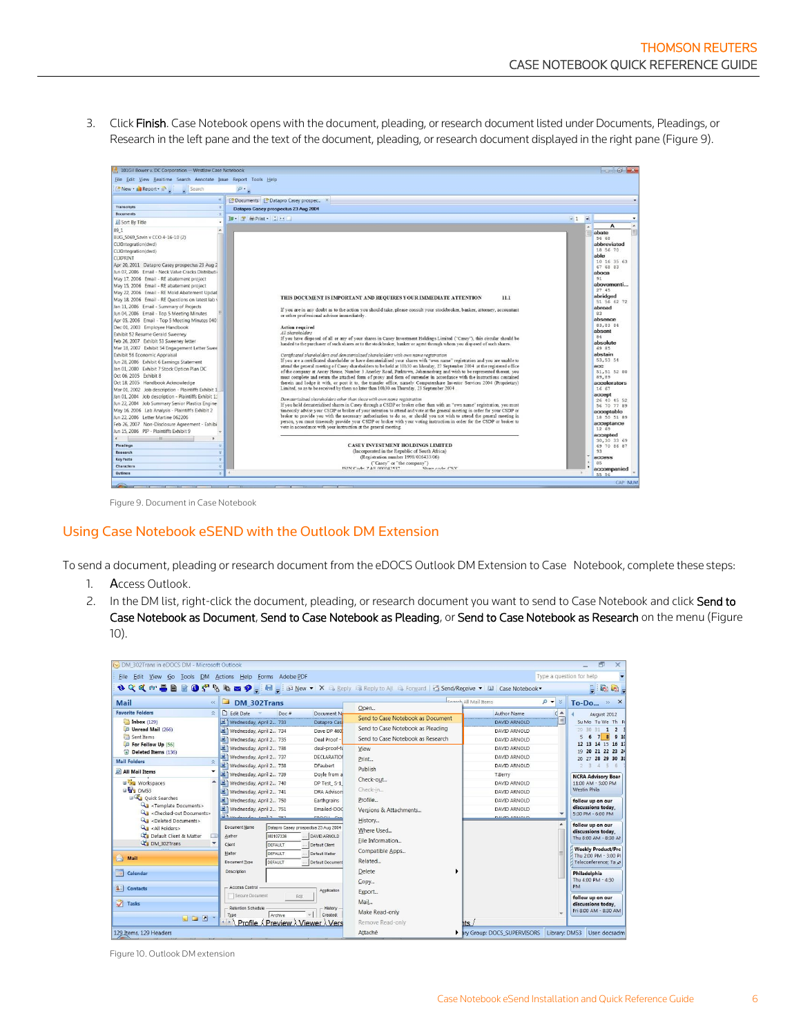3. Click **Finish**. Case Notebook opens with the document, pleading, or research document listed under Documents, Pleadings, or Research in the left pane and the text of the document, pleading, or research document displayed in the right pane (Figure 9).

Figure 9. Document in Case Notebook

## Using Case Notebook eSEND with the Outlook DM Extension

To send a document, pleading or research document from the eDOCS Outlook DM Extension to Case Notebook, complete these steps:

1. Access Outlook.
2. In the DM list, right-click the document, pleading, or research document you want to send to Case Notebook and click **Send to Case Notebook as Document**, **Send to Case Notebook as Pleading**, or **Send to Case Notebook as Research** on the menu (Figure 10).

Figure 10. Outlook DM extension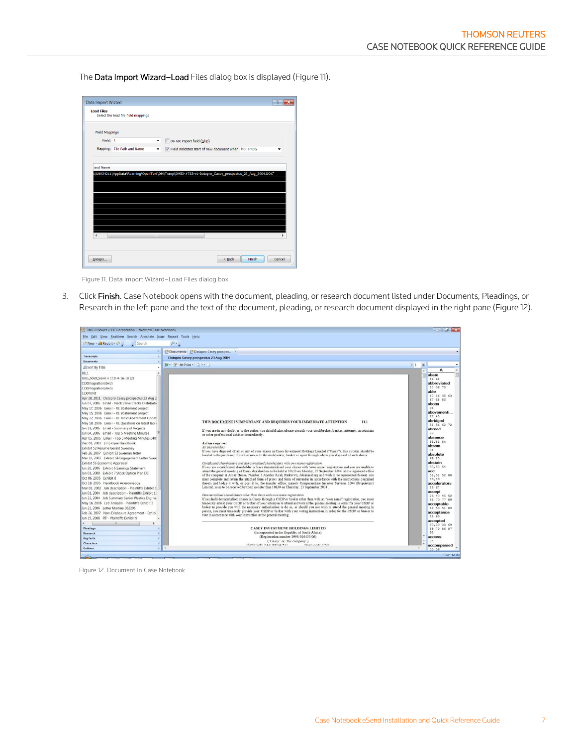The **Data Import Wizard–Load** Files dialog box is displayed (Figure 11).

Figure 11. Data Import Wizard–Load Files dialog box

3. Click **Finish**. Case Notebook opens with the document, pleading, or research document listed under Documents, Pleadings, or Research in the left pane and the text of the document, pleading, or research document displayed in the right pane (Figure 12).

Figure 12. Document in Case Notebook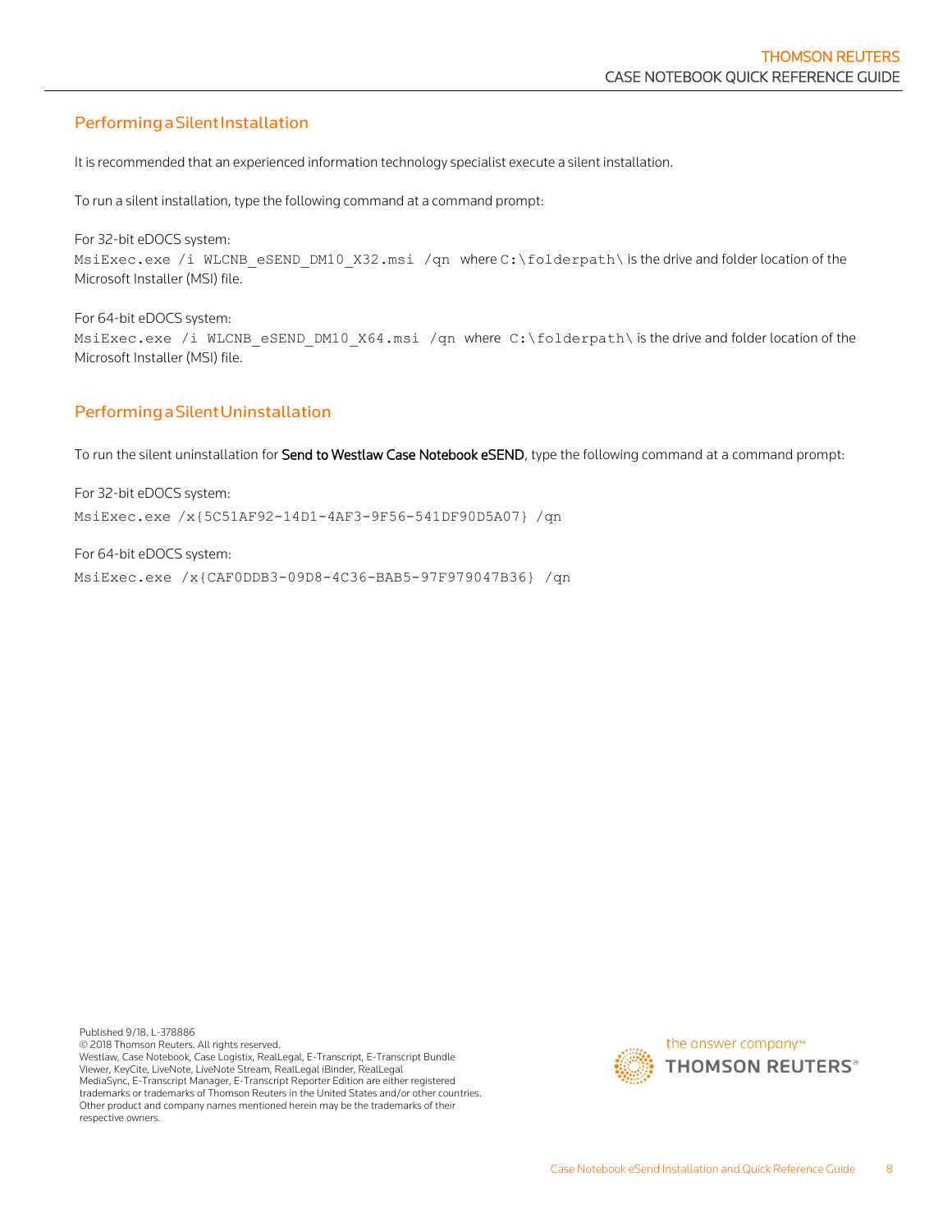## Performing a Silent Installation

It is recommended that an experienced information technology specialist execute a silent installation.

To run a silent installation, type the following command at a command prompt:

For 32-bit eDOCS system:
`MsiExec.exe /i WLCNB_eSEND_DM10_X32.msi /qn` where `C:\folderpath\` is the drive and folder location of the Microsoft Installer (MSI) file.

For 64-bit eDOCS system:
`MsiExec.exe /i WLCNB_eSEND_DM10_X64.msi /qn` where `C:\folderpath\` is the drive and folder location of the Microsoft Installer (MSI) file.

## Performing a Silent Uninstallation

To run the silent uninstallation for **Send to Westlaw Case Notebook eSEND**, type the following command at a command prompt:

For 32-bit eDOCS system:

```
MsiExec.exe /x{5C51AF92-14D1-4AF3-9F56-541DF90D5A07} /qn
```

For 64-bit eDOCS system:

```
MsiExec.exe /x{CAF0DDB3-09D8-4C36-BAB5-97F979047B36} /qn
```

Published 9/18. L-378886
© 2018 Thomson Reuters. All rights reserved.
Westlaw, Case Notebook, Case Logistix, RealLegal, E-Transcript, E-Transcript Bundle Viewer, KeyCite, LiveNote, LiveNote Stream, RealLegal iBinder, RealLegal MediaSync, E-Transcript Manager, E-Transcript Reporter Edition are either registered trademarks or trademarks of Thomson Reuters in the United States and/or other countries. Other product and company names mentioned herein may be the trademarks of their respective owners.

the answer company™
THOMSON REUTERS®